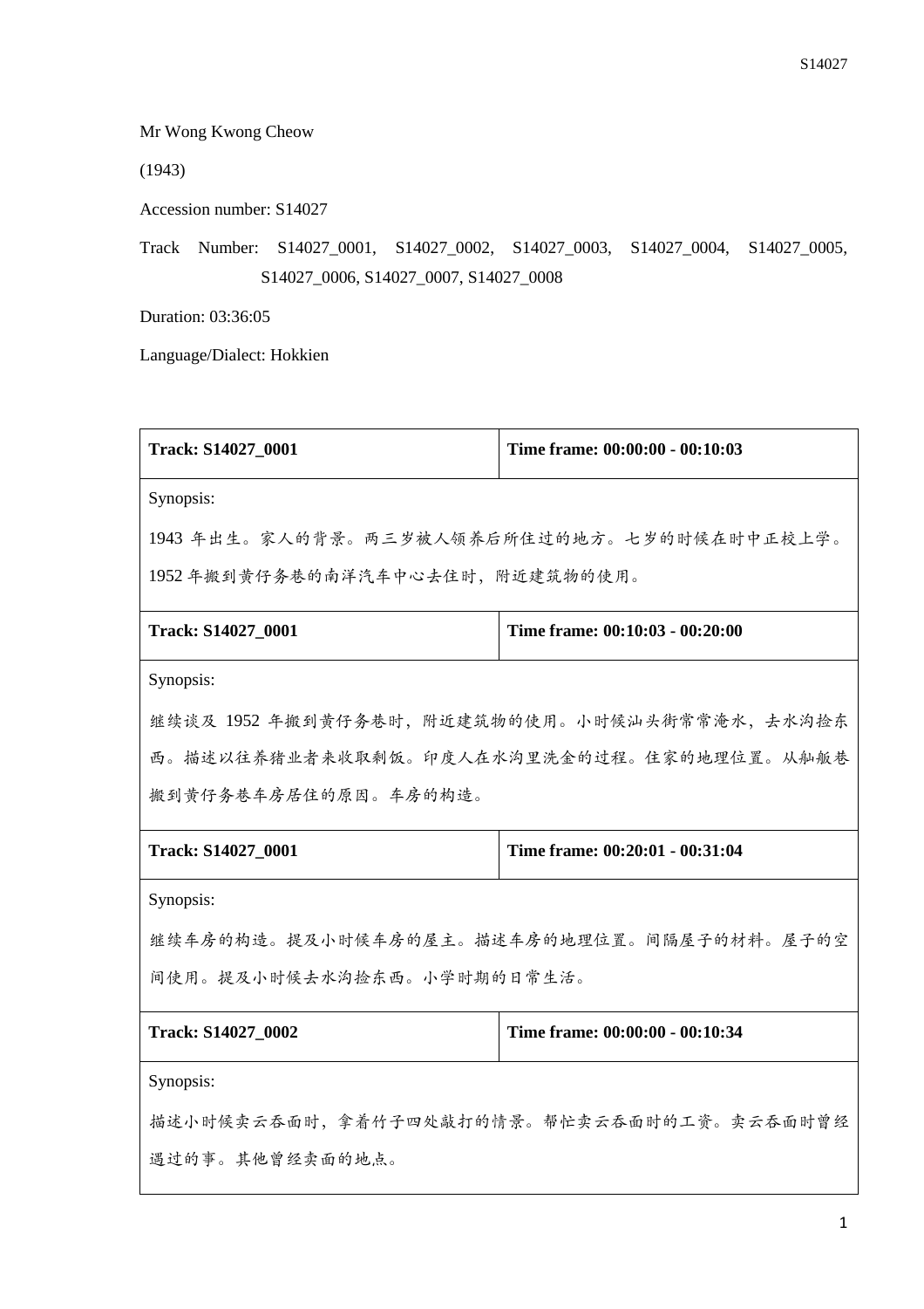Mr Wong Kwong Cheow

(1943)

Accession number: S14027

Track Number: S14027_0001, S14027_0002, S14027_0003, S14027_0004, S14027_0005, S14027_0006, S14027_0007, S14027_0008

Duration: 03:36:05

Language/Dialect: Hokkien

| Track: S14027_0001 | Time frame: 00:00:00 - 00:10:03 |
| --- | --- |
| Synopsis:<br>1943 年出生。家人的背景。两三岁被人领养后所住过的地方。七岁的时候在时中正校上学。1952 年搬到黄仔务巷的南洋汽车中心去住时，附近建筑物的使用。 | |
| **Track: S14027_0001** | **Time frame: 00:10:03 - 00:20:00** |
| Synopsis:<br>继续谈及 1952 年搬到黄仔务巷时，附近建筑物的使用。小时候汕头街常常淹水，去水沟捡东西。描述以往养猪业者来收取剩饭。印度人在水沟里洗金的过程。住家的地理位置。从舢舨巷搬到黄仔务巷车房居住的原因。车房的构造。 | |
| **Track: S14027_0001** | **Time frame: 00:20:01 - 00:31:04** |
| Synopsis:<br>继续车房的构造。提及小时候车房的屋主。描述车房的地理位置。间隔屋子的材料。屋子的空间使用。提及小时候去水沟捡东西。小学时期的日常生活。 | |
| **Track: S14027_0002** | **Time frame: 00:00:00 - 00:10:34** |
| Synopsis:<br>描述小时候卖云吞面时，拿着竹子四处敲打的情景。帮忙卖云吞面时的工资。卖云吞面时曾经遇过的事。其他曾经卖面的地点。 | |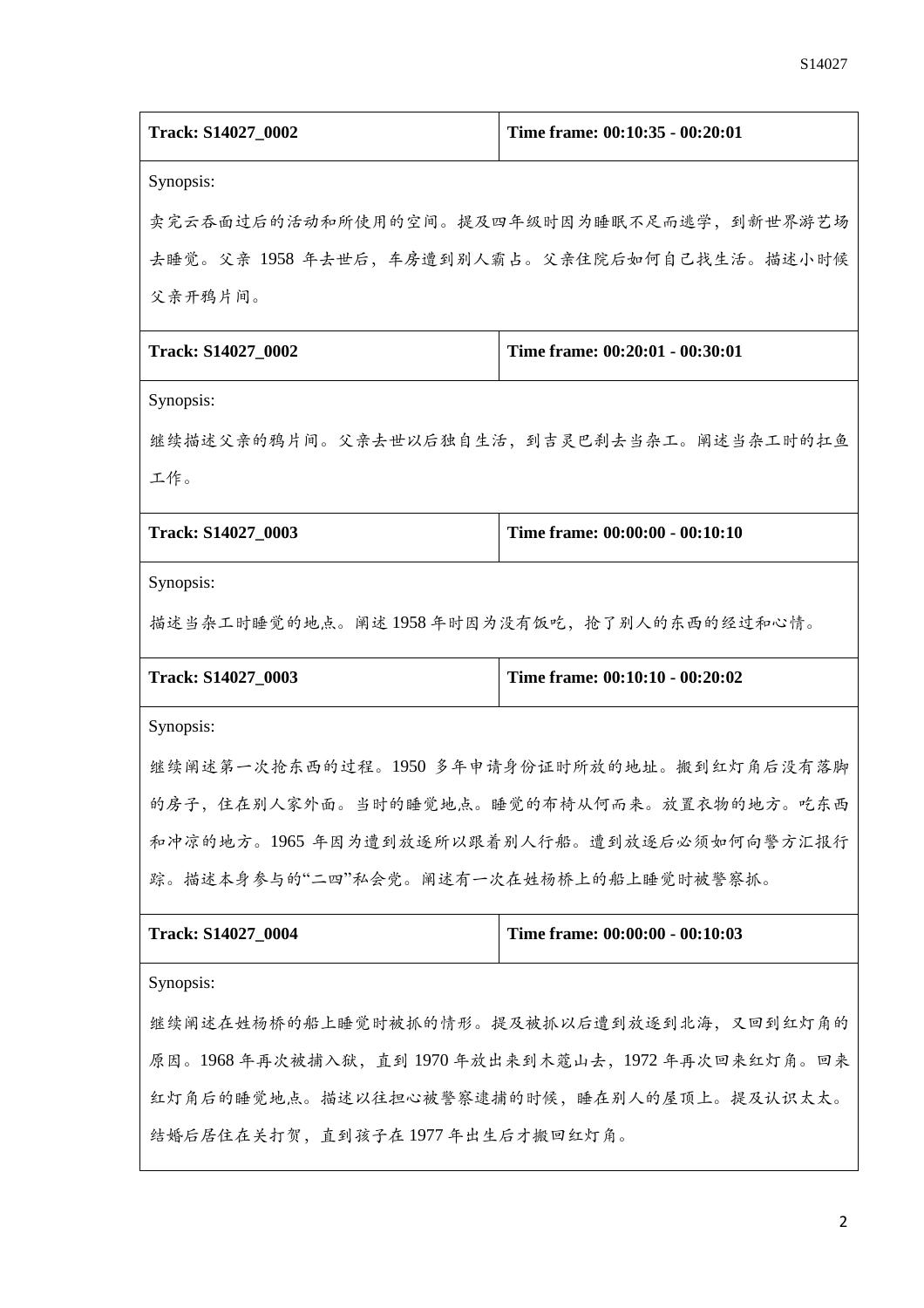| Track: S14027_0002 | Time frame: 00:10:35 - 00:20:01 |
| --- | --- |
| Synopsis:<br>卖完云吞面过后的活动和所使用的空间。提及四年级时因为睡眠不足而逃学，到新世界游艺场去睡觉。父亲 1958 年去世后，车房遭到别人霸占。父亲住院后如何自己找生活。描述小时候父亲开鸦片间。 | |

| Track: S14027_0002 | Time frame: 00:20:01 - 00:30:01 |
| --- | --- |
| Synopsis:<br>继续描述父亲的鸦片间。父亲去世以后独自生活，到吉灵巴刹去当杂工。阐述当杂工时的扛鱼工作。 | |

| Track: S14027_0003 | Time frame: 00:00:00 - 00:10:10 |
| --- | --- |
| Synopsis:<br>描述当杂工时睡觉的地点。阐述 1958 年时因为没有饭吃，抢了别人的东西的经过和心情。 | |

| Track: S14027_0003 | Time frame: 00:10:10 - 00:20:02 |
| --- | --- |
| Synopsis:<br>继续阐述第一次抢东西的过程。1950 多年申请身份证时所放的地址。搬到红灯角后没有落脚的房子，住在别人家外面。当时的睡觉地点。睡觉的布椅从何而来。放置衣物的地方。吃东西和冲凉的地方。1965 年因为遭到放逐所以跟着别人行船。遭到放逐后必须如何向警方汇报行踪。描述本身参与的"二四"私会党。阐述有一次在姓杨桥上的船上睡觉时被警察抓。 | |

| Track: S14027_0004 | Time frame: 00:00:00 - 00:10:03 |
| --- | --- |
| Synopsis:<br>继续阐述在姓杨桥的船上睡觉时被抓的情形。提及被抓以后遭到放逐到北海，又回到红灯角的原因。1968 年再次被捕入狱，直到 1970 年放出来到木蔻山去，1972 年再次回来红灯角。回来红灯角后的睡觉地点。描述以往担心被警察逮捕的时候，睡在别人的屋顶上。提及认识太太。结婚后居住在关打贺，直到孩子在 1977 年出生后才搬回红灯角。 | |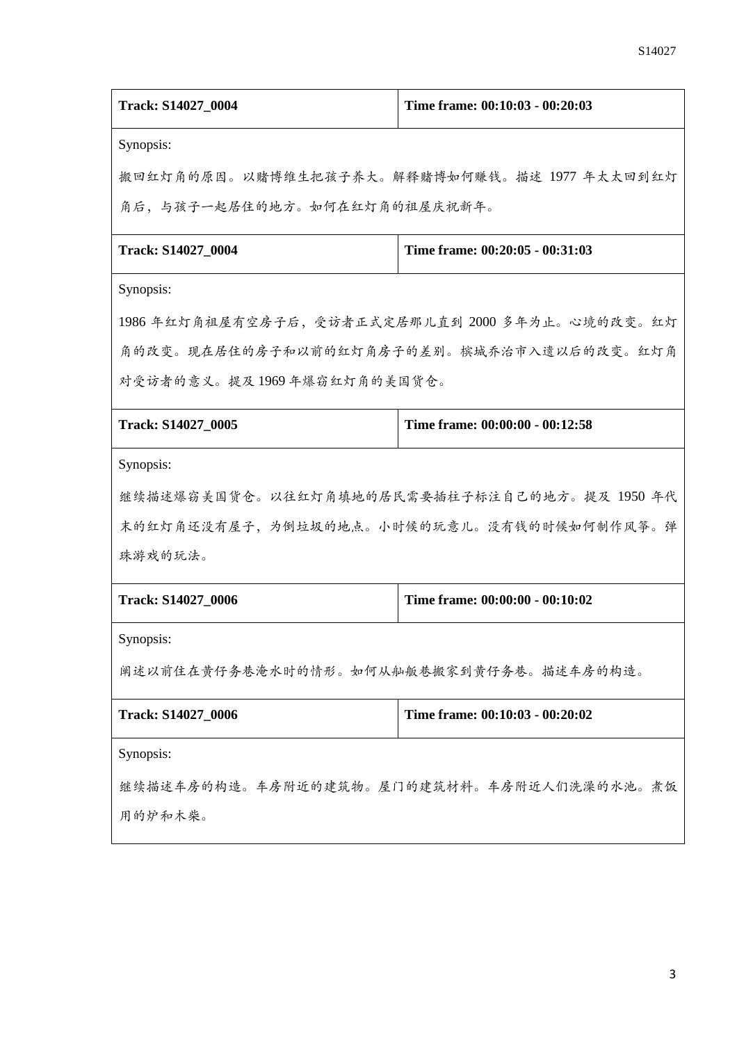| Track: S14027_0004 | Time frame: 00:10:03 - 00:20:03 |
|---|---|
| Synopsis:<br>搬回红灯角的原因。以赌博维生把孩子养大。解释赌博如何赚钱。描述 1977 年太太回到红灯角后，与孩子一起居住的地方。如何在红灯角的祖屋庆祝新年。 | |
| **Track: S14027_0004** | **Time frame: 00:20:05 - 00:31:03** |
| Synopsis:<br>1986 年红灯角祖屋有空房子后，受访者正式定居那儿直到 2000 多年为止。心境的改变。红灯角的改变。现在居住的房子和以前的红灯角房子的差别。槟城乔治市入遗以后的改变。红灯角对受访者的意义。提及 1969 年爆窃红灯角的美国货仓。 | |
| **Track: S14027_0005** | **Time frame: 00:00:00 - 00:12:58** |
| Synopsis:<br>继续描述爆窃美国货仓。以往红灯角填地的居民需要插柱子标注自己的地方。提及 1950 年代末的红灯角还没有屋子，为倒垃圾的地点。小时候的玩意儿。没有钱的时候如何制作风筝。弹珠游戏的玩法。 | |
| **Track: S14027_0006** | **Time frame: 00:00:00 - 00:10:02** |
| Synopsis:<br>阐述以前住在黄仔务巷淹水时的情形。如何从舢舨巷搬家到黄仔务巷。描述车房的构造。 | |
| **Track: S14027_0006** | **Time frame: 00:10:03 - 00:20:02** |
| Synopsis:<br>继续描述车房的构造。车房附近的建筑物。屋门的建筑材料。车房附近人们洗澡的水池。煮饭用的炉和木柴。 | |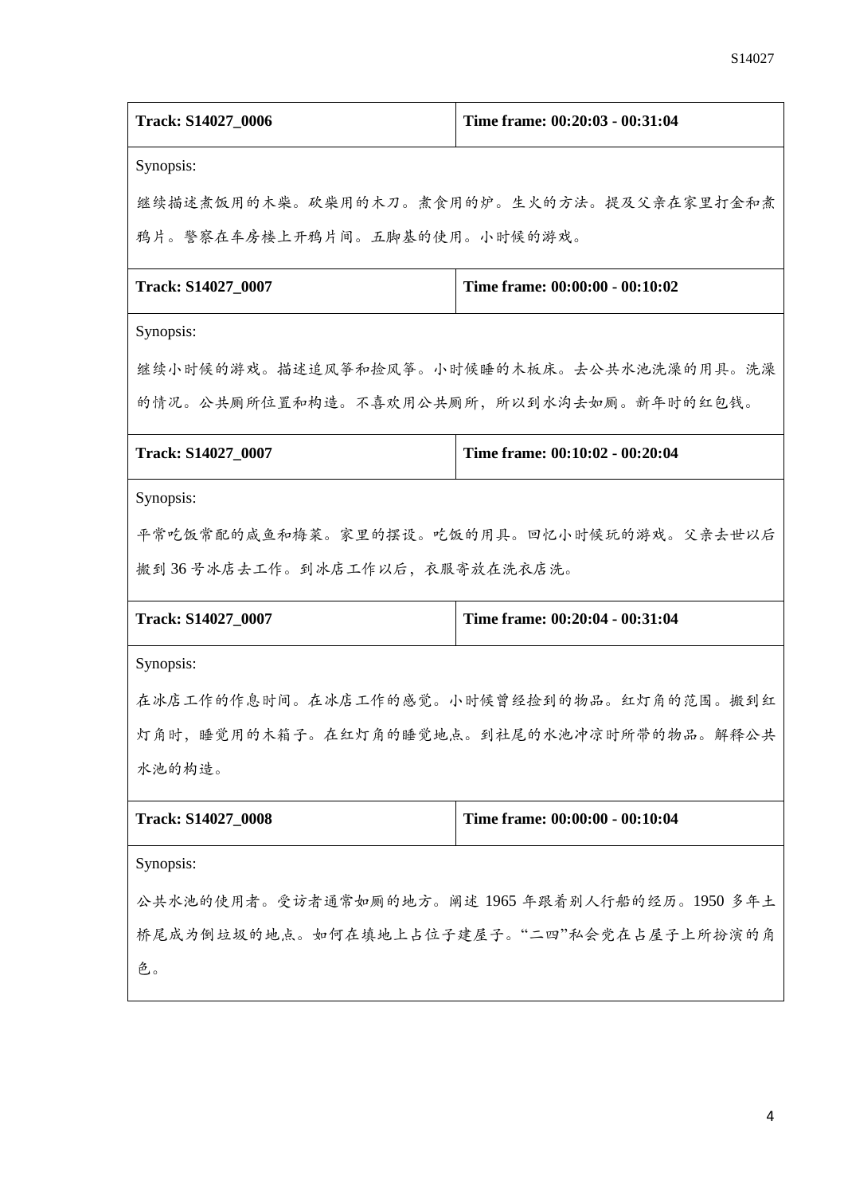| Track: S14027_0006 | Time frame: 00:20:03 - 00:31:04 |
|---|---|
| Synopsis: 继续描述煮饭用的木柴。砍柴用的木刀。煮食用的炉。生火的方法。提及父亲在家里打金和煮鸦片。警察在车房楼上开鸦片间。五脚基的使用。小时候的游戏。 | |

| Track: S14027_0007 | Time frame: 00:00:00 - 00:10:02 |
|---|---|
| Synopsis: 继续小时候的游戏。描述追风筝和捡风筝。小时候睡的木板床。去公共水池洗澡的用具。洗澡的情况。公共厕所位置和构造。不喜欢用公共厕所，所以到水沟去如厕。新年时的红包钱。 | |

| Track: S14027_0007 | Time frame: 00:10:02 - 00:20:04 |
|---|---|
| Synopsis: 平常吃饭常配的咸鱼和梅菜。家里的摆设。吃饭的用具。回忆小时候玩的游戏。父亲去世以后搬到 36 号冰店去工作。到冰店工作以后，衣服寄放在洗衣店洗。 | |

| Track: S14027_0007 | Time frame: 00:20:04 - 00:31:04 |
|---|---|
| Synopsis: 在冰店工作的作息时间。在冰店工作的感觉。小时候曾经捡到的物品。红灯角的范围。搬到红灯角时，睡觉用的木箱子。在红灯角的睡觉地点。到社尾的水池冲凉时所带的物品。解释公共水池的构造。 | |

| Track: S14027_0008 | Time frame: 00:00:00 - 00:10:04 |
|---|---|
| Synopsis: 公共水池的使用者。受访者通常如厕的地方。阐述 1965 年跟着别人行船的经历。1950 多年土桥尾成为倒垃圾的地点。如何在填地上占位子建屋子。"二四"私会党在占屋子上所扮演的角色。 | |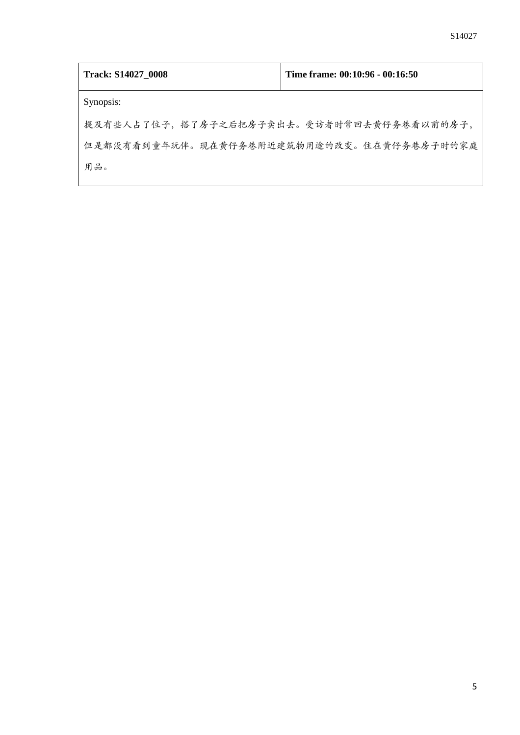| Track: S14027_0008 | Time frame: 00:10:96 - 00:16:50 |
|---|---|
| Synopsis:<br>提及有些人占了位子，搭了房子之后把房子卖出去。受访者时常回去黄仔务巷看以前的房子，但是都没有看到童年玩伴。现在黄仔务巷附近建筑物用途的改变。住在黄仔务巷房子时的家庭用品。 | |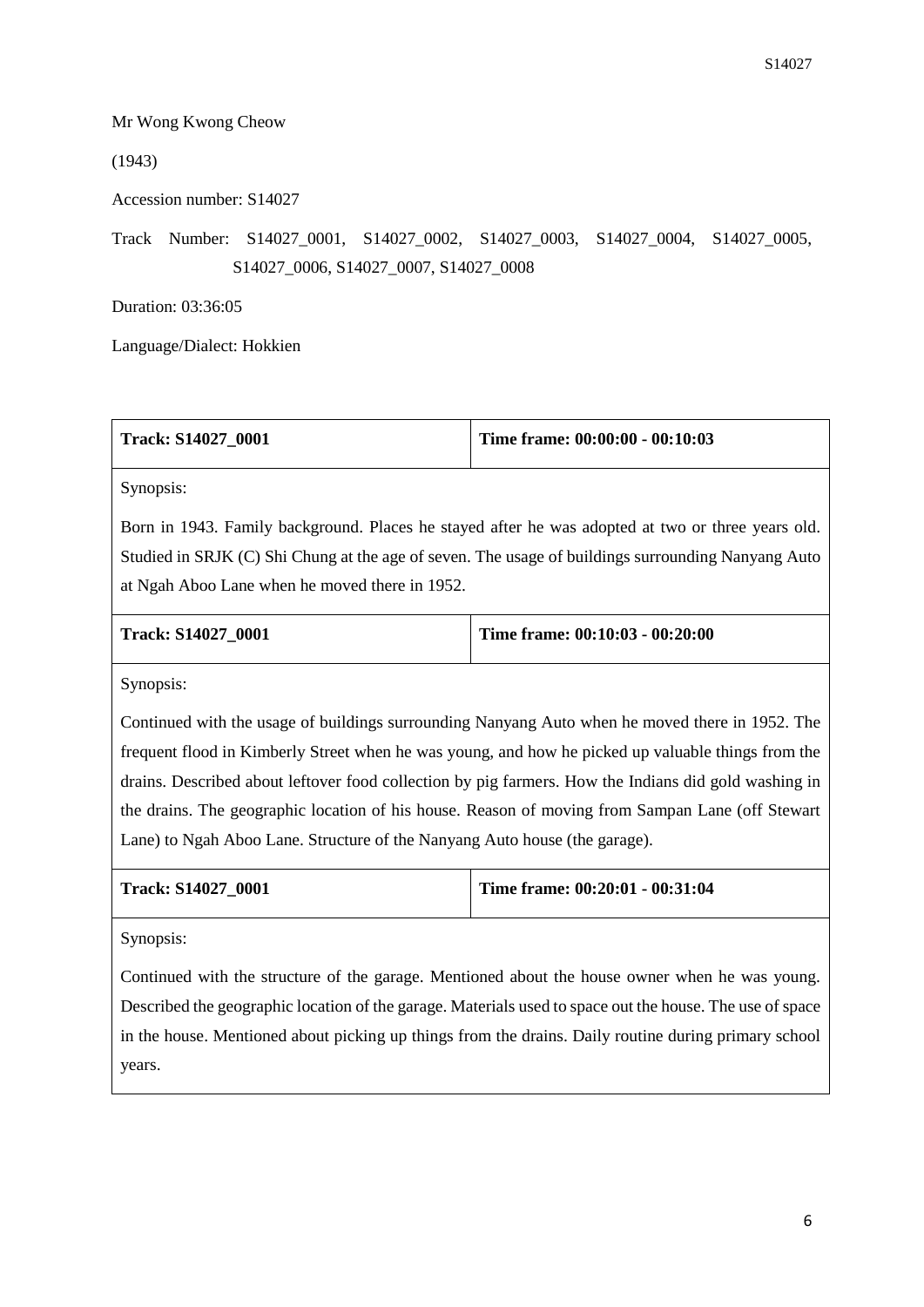Mr Wong Kwong Cheow

(1943)

Accession number: S14027

Track Number: S14027_0001, S14027_0002, S14027_0003, S14027_0004, S14027_0005, S14027_0006, S14027_0007, S14027_0008

Duration: 03:36:05

Language/Dialect: Hokkien

| Track: S14027_0001 | Time frame: 00:00:00 - 00:10:03 |
|---|---|
| Synopsis: Born in 1943. Family background. Places he stayed after he was adopted at two or three years old. Studied in SRJK (C) Shi Chung at the age of seven. The usage of buildings surrounding Nanyang Auto at Ngah Aboo Lane when he moved there in 1952. | |

| Track: S14027_0001 | Time frame: 00:10:03 - 00:20:00 |
|---|---|
| Synopsis: Continued with the usage of buildings surrounding Nanyang Auto when he moved there in 1952. The frequent flood in Kimberly Street when he was young, and how he picked up valuable things from the drains. Described about leftover food collection by pig farmers. How the Indians did gold washing in the drains. The geographic location of his house. Reason of moving from Sampan Lane (off Stewart Lane) to Ngah Aboo Lane. Structure of the Nanyang Auto house (the garage). | |

| Track: S14027_0001 | Time frame: 00:20:01 - 00:31:04 |
|---|---|
| Synopsis: Continued with the structure of the garage. Mentioned about the house owner when he was young. Described the geographic location of the garage. Materials used to space out the house. The use of space in the house. Mentioned about picking up things from the drains. Daily routine during primary school years. | |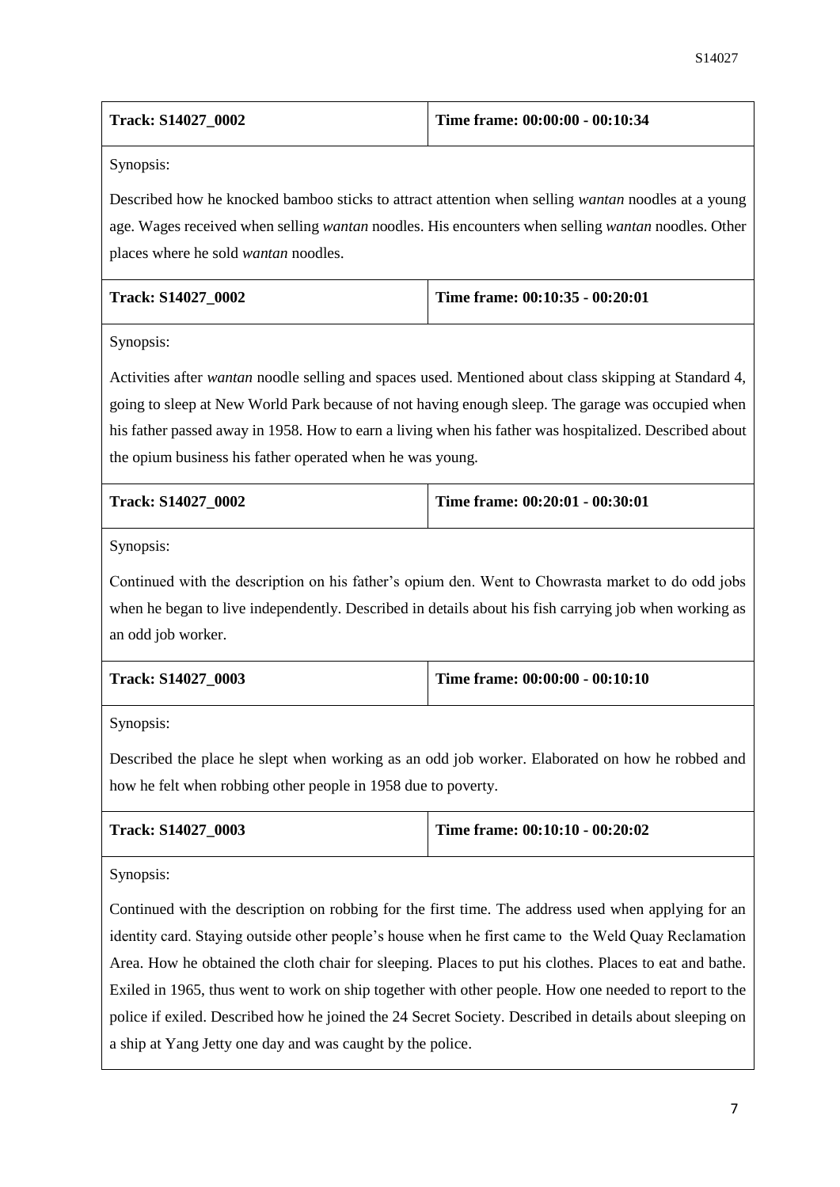| **Track: S14027_0002** | **Time frame: 00:00:00 - 00:10:34** |
|---|---|

Synopsis:

Described how he knocked bamboo sticks to attract attention when selling *wantan* noodles at a young age. Wages received when selling *wantan* noodles. His encounters when selling *wantan* noodles. Other places where he sold *wantan* noodles.

| **Track: S14027_0002** | **Time frame: 00:10:35 - 00:20:01** |
|---|---|

Synopsis:

Activities after *wantan* noodle selling and spaces used. Mentioned about class skipping at Standard 4, going to sleep at New World Park because of not having enough sleep. The garage was occupied when his father passed away in 1958. How to earn a living when his father was hospitalized. Described about the opium business his father operated when he was young.

| **Track: S14027_0002** | **Time frame: 00:20:01 - 00:30:01** |
|---|---|

Synopsis:

Continued with the description on his father's opium den. Went to Chowrasta market to do odd jobs when he began to live independently. Described in details about his fish carrying job when working as an odd job worker.

| **Track: S14027_0003** | **Time frame: 00:00:00 - 00:10:10** |
|---|---|

Synopsis:

Described the place he slept when working as an odd job worker. Elaborated on how he robbed and how he felt when robbing other people in 1958 due to poverty.

| **Track: S14027_0003** | **Time frame: 00:10:10 - 00:20:02** |
|---|---|

Synopsis:

Continued with the description on robbing for the first time. The address used when applying for an identity card. Staying outside other people's house when he first came to the Weld Quay Reclamation Area. How he obtained the cloth chair for sleeping. Places to put his clothes. Places to eat and bathe. Exiled in 1965, thus went to work on ship together with other people. How one needed to report to the police if exiled. Described how he joined the 24 Secret Society. Described in details about sleeping on a ship at Yang Jetty one day and was caught by the police.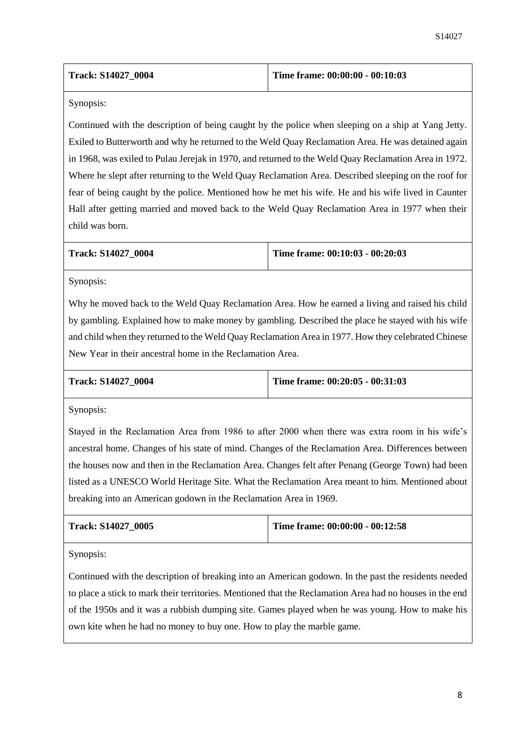| **Track: S14027_0004** | **Time frame: 00:00:00 - 00:10:03** |
|---|---|

Synopsis:

Continued with the description of being caught by the police when sleeping on a ship at Yang Jetty. Exiled to Butterworth and why he returned to the Weld Quay Reclamation Area. He was detained again in 1968, was exiled to Pulau Jerejak in 1970, and returned to the Weld Quay Reclamation Area in 1972. Where he slept after returning to the Weld Quay Reclamation Area. Described sleeping on the roof for fear of being caught by the police. Mentioned how he met his wife. He and his wife lived in Caunter Hall after getting married and moved back to the Weld Quay Reclamation Area in 1977 when their child was born.

| **Track: S14027_0004** | **Time frame: 00:10:03 - 00:20:03** |
|---|---|

Synopsis:

Why he moved back to the Weld Quay Reclamation Area. How he earned a living and raised his child by gambling. Explained how to make money by gambling. Described the place he stayed with his wife and child when they returned to the Weld Quay Reclamation Area in 1977. How they celebrated Chinese New Year in their ancestral home in the Reclamation Area.

| **Track: S14027_0004** | **Time frame: 00:20:05 - 00:31:03** |
|---|---|

Synopsis:

Stayed in the Reclamation Area from 1986 to after 2000 when there was extra room in his wife's ancestral home. Changes of his state of mind. Changes of the Reclamation Area. Differences between the houses now and then in the Reclamation Area. Changes felt after Penang (George Town) had been listed as a UNESCO World Heritage Site. What the Reclamation Area meant to him. Mentioned about breaking into an American godown in the Reclamation Area in 1969.

| **Track: S14027_0005** | **Time frame: 00:00:00 - 00:12:58** |
|---|---|

Synopsis:

Continued with the description of breaking into an American godown. In the past the residents needed to place a stick to mark their territories. Mentioned that the Reclamation Area had no houses in the end of the 1950s and it was a rubbish dumping site. Games played when he was young. How to make his own kite when he had no money to buy one. How to play the marble game.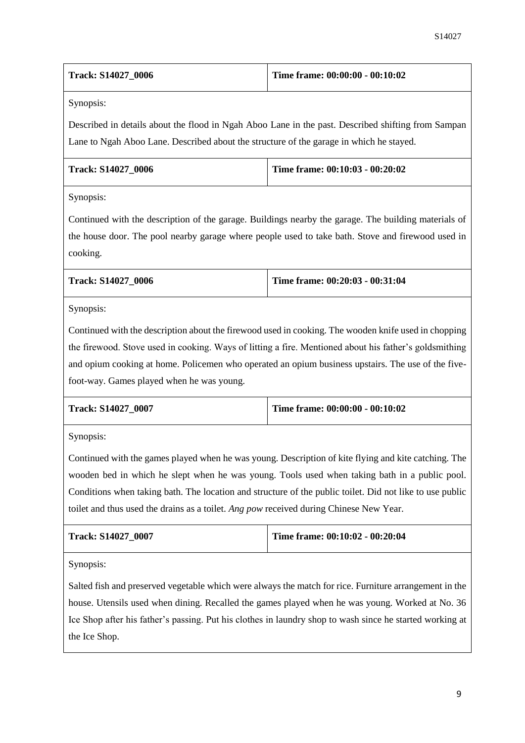| **Track: S14027_0006** | **Time frame: 00:00:00 - 00:10:02** |
|---|---|
| Synopsis: | |
| Described in details about the flood in Ngah Aboo Lane in the past. Described shifting from Sampan Lane to Ngah Aboo Lane. Described about the structure of the garage in which he stayed. | |

| **Track: S14027_0006** | **Time frame: 00:10:03 - 00:20:02** |
|---|---|
| Synopsis: | |
| Continued with the description of the garage. Buildings nearby the garage. The building materials of the house door. The pool nearby garage where people used to take bath. Stove and firewood used in cooking. | |

| **Track: S14027_0006** | **Time frame: 00:20:03 - 00:31:04** |
|---|---|
| Synopsis: | |
| Continued with the description about the firewood used in cooking. The wooden knife used in chopping the firewood. Stove used in cooking. Ways of litting a fire. Mentioned about his father's goldsmithing and opium cooking at home. Policemen who operated an opium business upstairs. The use of the five-foot-way. Games played when he was young. | |

| **Track: S14027_0007** | **Time frame: 00:00:00 - 00:10:02** |
|---|---|
| Synopsis: | |
| Continued with the games played when he was young. Description of kite flying and kite catching. The wooden bed in which he slept when he was young. Tools used when taking bath in a public pool. Conditions when taking bath. The location and structure of the public toilet. Did not like to use public toilet and thus used the drains as a toilet. *Ang pow* received during Chinese New Year. | |

| **Track: S14027_0007** | **Time frame: 00:10:02 - 00:20:04** |
|---|---|
| Synopsis: | |
| Salted fish and preserved vegetable which were always the match for rice. Furniture arrangement in the house. Utensils used when dining. Recalled the games played when he was young. Worked at No. 36 Ice Shop after his father's passing. Put his clothes in laundry shop to wash since he started working at the Ice Shop. | |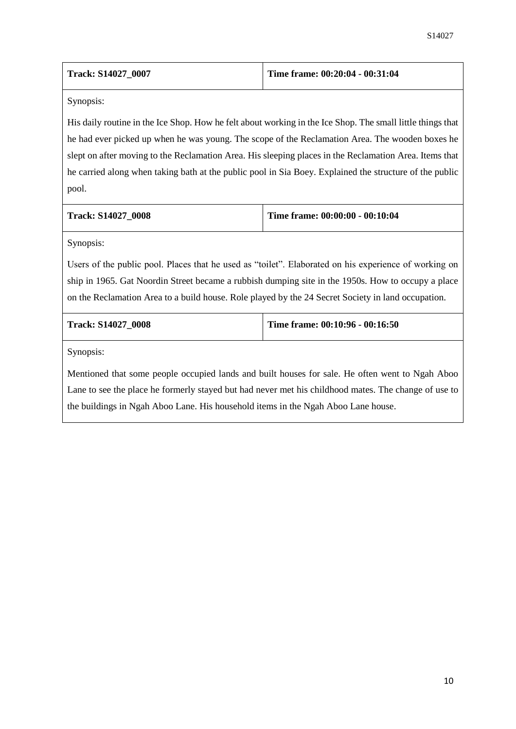| Track: S14027_0007 | Time frame: 00:20:04 - 00:31:04 |
|---|---|

Synopsis:

His daily routine in the Ice Shop. How he felt about working in the Ice Shop. The small little things that he had ever picked up when he was young. The scope of the Reclamation Area. The wooden boxes he slept on after moving to the Reclamation Area. His sleeping places in the Reclamation Area. Items that he carried along when taking bath at the public pool in Sia Boey. Explained the structure of the public pool.

| Track: S14027_0008 | Time frame: 00:00:00 - 00:10:04 |
|---|---|

Synopsis:

Users of the public pool. Places that he used as "toilet". Elaborated on his experience of working on ship in 1965. Gat Noordin Street became a rubbish dumping site in the 1950s. How to occupy a place on the Reclamation Area to a build house. Role played by the 24 Secret Society in land occupation.

| Track: S14027_0008 | Time frame: 00:10:96 - 00:16:50 |
|---|---|

Synopsis:

Mentioned that some people occupied lands and built houses for sale. He often went to Ngah Aboo Lane to see the place he formerly stayed but had never met his childhood mates. The change of use to the buildings in Ngah Aboo Lane. His household items in the Ngah Aboo Lane house.